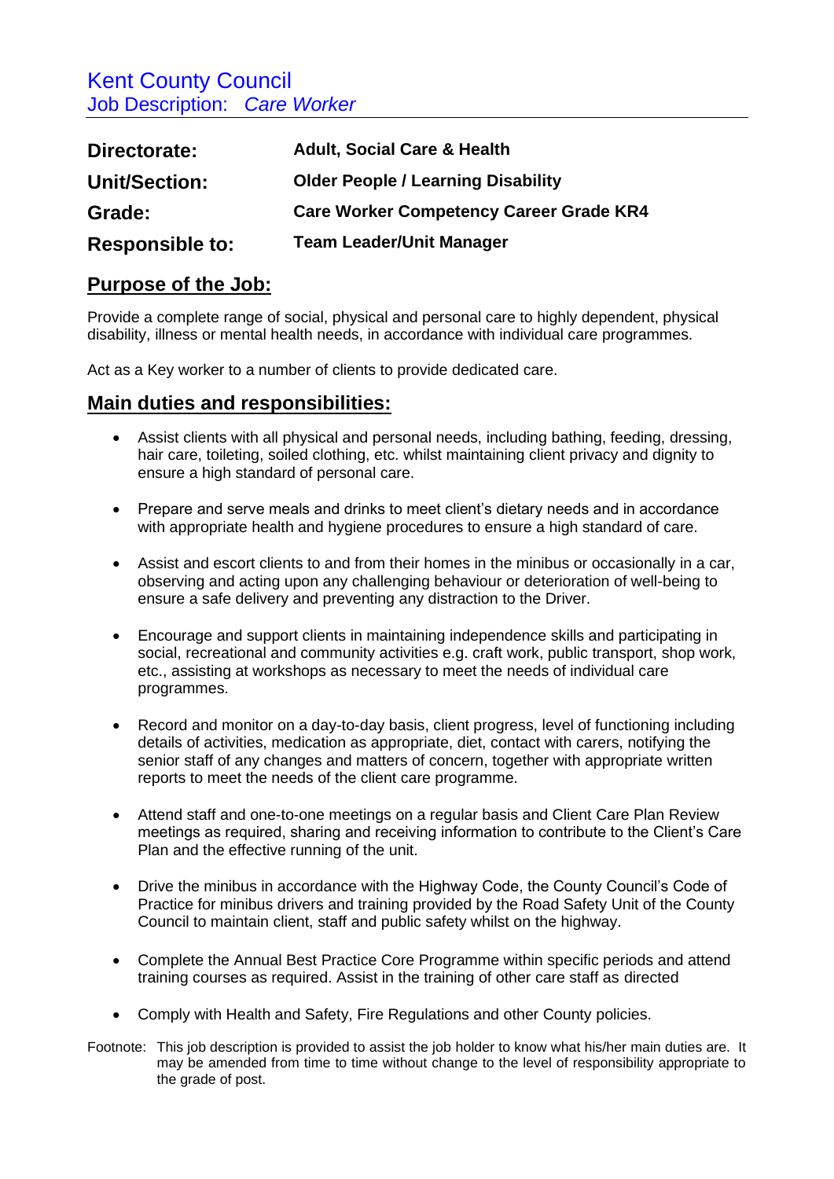# Kent County Council

## Job Description: *Care Worker*

| | |
|---|---|
| **Directorate:** | **Adult, Social Care & Health** |
| **Unit/Section:** | **Older People / Learning Disability** |
| **Grade:** | **Care Worker Competency Career Grade KR4** |
| **Responsible to:** | **Team Leader/Unit Manager** |

## Purpose of the Job:

Provide a complete range of social, physical and personal care to highly dependent, physical disability, illness or mental health needs, in accordance with individual care programmes.

Act as a Key worker to a number of clients to provide dedicated care.

## Main duties and responsibilities:

- Assist clients with all physical and personal needs, including bathing, feeding, dressing, hair care, toileting, soiled clothing, etc. whilst maintaining client privacy and dignity to ensure a high standard of personal care.
- Prepare and serve meals and drinks to meet client's dietary needs and in accordance with appropriate health and hygiene procedures to ensure a high standard of care.
- Assist and escort clients to and from their homes in the minibus or occasionally in a car, observing and acting upon any challenging behaviour or deterioration of well-being to ensure a safe delivery and preventing any distraction to the Driver.
- Encourage and support clients in maintaining independence skills and participating in social, recreational and community activities e.g. craft work, public transport, shop work, etc., assisting at workshops as necessary to meet the needs of individual care programmes.
- Record and monitor on a day-to-day basis, client progress, level of functioning including details of activities, medication as appropriate, diet, contact with carers, notifying the senior staff of any changes and matters of concern, together with appropriate written reports to meet the needs of the client care programme.
- Attend staff and one-to-one meetings on a regular basis and Client Care Plan Review meetings as required, sharing and receiving information to contribute to the Client's Care Plan and the effective running of the unit.
- Drive the minibus in accordance with the Highway Code, the County Council's Code of Practice for minibus drivers and training provided by the Road Safety Unit of the County Council to maintain client, staff and public safety whilst on the highway.
- Complete the Annual Best Practice Core Programme within specific periods and attend training courses as required. Assist in the training of other care staff as directed
- Comply with Health and Safety, Fire Regulations and other County policies.

Footnote: This job description is provided to assist the job holder to know what his/her main duties are. It may be amended from time to time without change to the level of responsibility appropriate to the grade of post.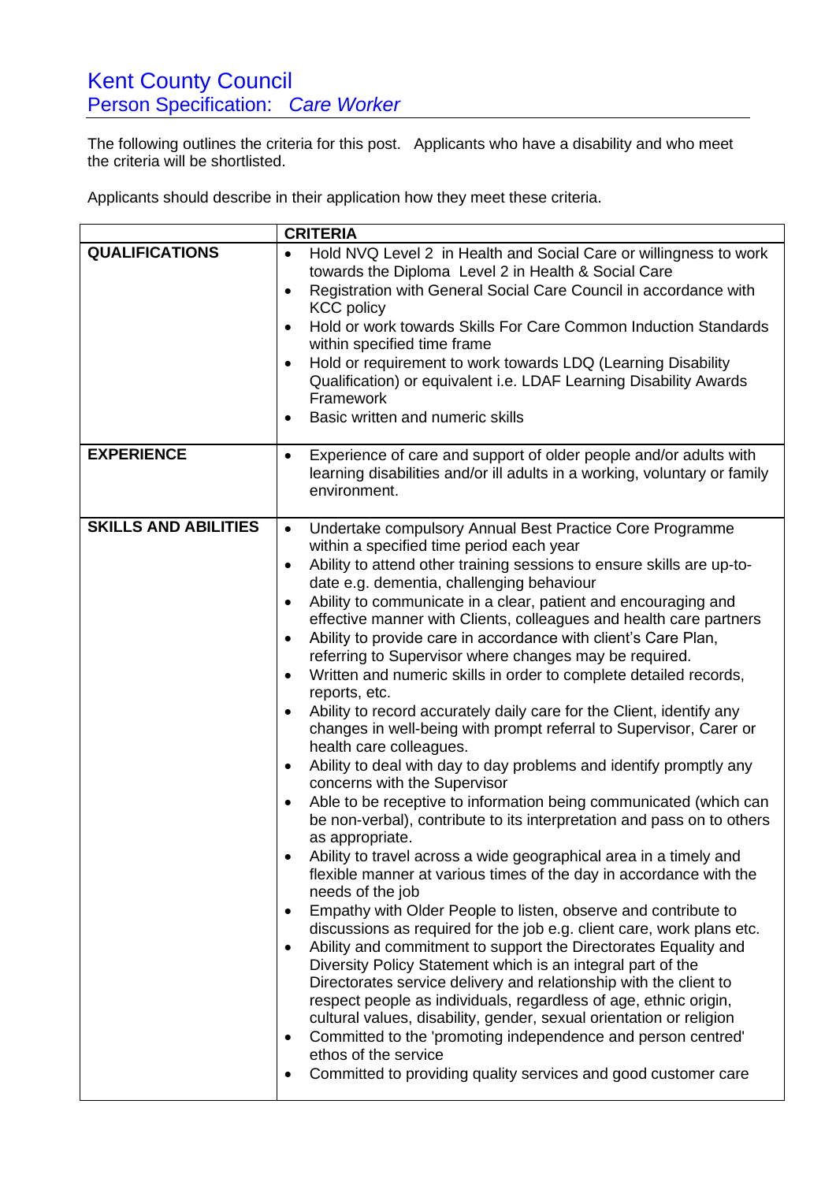# Kent County Council

## Person Specification: *Care Worker*

The following outlines the criteria for this post. Applicants who have a disability and who meet the criteria will be shortlisted.

Applicants should describe in their application how they meet these criteria.

| | CRITERIA |
|---|---|
| **QUALIFICATIONS** | • Hold NVQ Level 2 in Health and Social Care or willingness to work towards the Diploma Level 2 in Health & Social Care<br>• Registration with General Social Care Council in accordance with KCC policy<br>• Hold or work towards Skills For Care Common Induction Standards within specified time frame<br>• Hold or requirement to work towards LDQ (Learning Disability Qualification) or equivalent i.e. LDAF Learning Disability Awards Framework<br>• Basic written and numeric skills |
| **EXPERIENCE** | • Experience of care and support of older people and/or adults with learning disabilities and/or ill adults in a working, voluntary or family environment. |
| **SKILLS AND ABILITIES** | • Undertake compulsory Annual Best Practice Core Programme within a specified time period each year<br>• Ability to attend other training sessions to ensure skills are up-to-date e.g. dementia, challenging behaviour<br>• Ability to communicate in a clear, patient and encouraging and effective manner with Clients, colleagues and health care partners<br>• Ability to provide care in accordance with client's Care Plan, referring to Supervisor where changes may be required.<br>• Written and numeric skills in order to complete detailed records, reports, etc.<br>• Ability to record accurately daily care for the Client, identify any changes in well-being with prompt referral to Supervisor, Carer or health care colleagues.<br>• Ability to deal with day to day problems and identify promptly any concerns with the Supervisor<br>• Able to be receptive to information being communicated (which can be non-verbal), contribute to its interpretation and pass on to others as appropriate.<br>• Ability to travel across a wide geographical area in a timely and flexible manner at various times of the day in accordance with the needs of the job<br>• Empathy with Older People to listen, observe and contribute to discussions as required for the job e.g. client care, work plans etc.<br>• Ability and commitment to support the Directorates Equality and Diversity Policy Statement which is an integral part of the Directorates service delivery and relationship with the client to respect people as individuals, regardless of age, ethnic origin, cultural values, disability, gender, sexual orientation or religion<br>• Committed to the 'promoting independence and person centred' ethos of the service<br>• Committed to providing quality services and good customer care |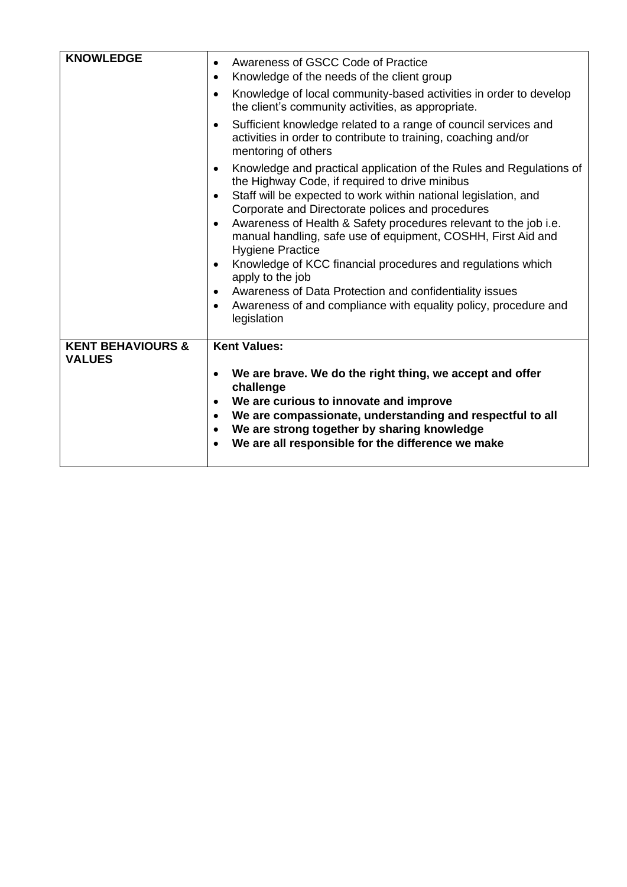| | |
|---|---|
| **KNOWLEDGE** | • Awareness of GSCC Code of Practice<br>• Knowledge of the needs of the client group<br>• Knowledge of local community-based activities in order to develop the client's community activities, as appropriate.<br>• Sufficient knowledge related to a range of council services and activities in order to contribute to training, coaching and/or mentoring of others<br>• Knowledge and practical application of the Rules and Regulations of the Highway Code, if required to drive minibus<br>• Staff will be expected to work within national legislation, and Corporate and Directorate polices and procedures<br>• Awareness of Health & Safety procedures relevant to the job i.e. manual handling, safe use of equipment, COSHH, First Aid and Hygiene Practice<br>• Knowledge of KCC financial procedures and regulations which apply to the job<br>• Awareness of Data Protection and confidentiality issues<br>• Awareness of and compliance with equality policy, procedure and legislation |
| **KENT BEHAVIOURS & VALUES** | **Kent Values:**<br>• **We are brave. We do the right thing, we accept and offer challenge**<br>• **We are curious to innovate and improve**<br>• **We are compassionate, understanding and respectful to all**<br>• **We are strong together by sharing knowledge**<br>• **We are all responsible for the difference we make** |